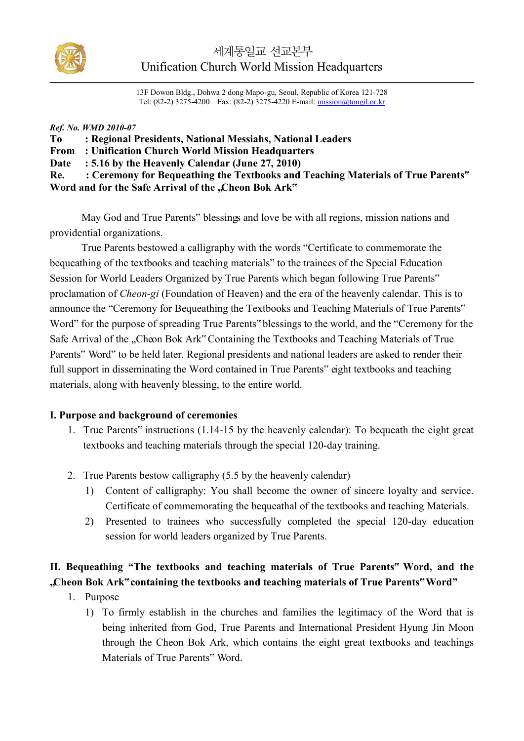세계통일교 선교본부
Unification Church World Mission Headquarters

13F Dowon Bldg., Dohwa 2 dong Mapo-gu, Seoul, Republic of Korea 121-728
Tel: (82-2) 3275-4200 Fax: (82-2) 3275-4220 E-mail: mission@tongil.or.kr

***Ref. No. WMD 2010-07***

**To : Regional Presidents, National Messiahs, National Leaders**
**From : Unification Church World Mission Headquarters**
**Date : 5.16 by the Heavenly Calendar (June 27, 2010)**
**Re. : Ceremony for Bequeathing the Textbooks and Teaching Materials of True Parents‟ Word and for the Safe Arrival of the „Cheon Bok Ark‟**

May God and True Parents‟ blessings and love be with all regions, mission nations and providential organizations.

True Parents bestowed a calligraphy with the words "Certificate to commemorate the bequeathing of the textbooks and teaching materials" to the trainees of the Special Education Session for World Leaders Organized by True Parents which began following True Parents‟ proclamation of *Cheon-gi* (Foundation of Heaven) and the era of the heavenly calendar. This is to announce the "Ceremony for Bequeathing the Textbooks and Teaching Materials of True Parents‟ Word" for the purpose of spreading True Parents‟ blessings to the world, and the "Ceremony for the Safe Arrival of the „Cheon Bok Ark‟ Containing the Textbooks and Teaching Materials of True Parents‟ Word" to be held later. Regional presidents and national leaders are asked to render their full support in disseminating the Word contained in True Parents‟ eight textbooks and teaching materials, along with heavenly blessing, to the entire world.

## I. Purpose and background of ceremonies

1. True Parents‟ instructions (1.14-15 by the heavenly calendar): To bequeath the eight great textbooks and teaching materials through the special 120-day training.

2. True Parents bestow calligraphy (5.5 by the heavenly calendar)
   1) Content of calligraphy: You shall become the owner of sincere loyalty and service. Certificate of commemorating the bequeathal of the textbooks and teaching Materials.
   2) Presented to trainees who successfully completed the special 120-day education session for world leaders organized by True Parents.

## II. Bequeathing "The textbooks and teaching materials of True Parents‟ Word, and the „Cheon Bok Ark‟ containing the textbooks and teaching materials of True Parents‟ Word"

1. Purpose
   1) To firmly establish in the churches and families the legitimacy of the Word that is being inherited from God, True Parents and International President Hyung Jin Moon through the Cheon Bok Ark, which contains the eight great textbooks and teachings Materials of True Parents‟ Word.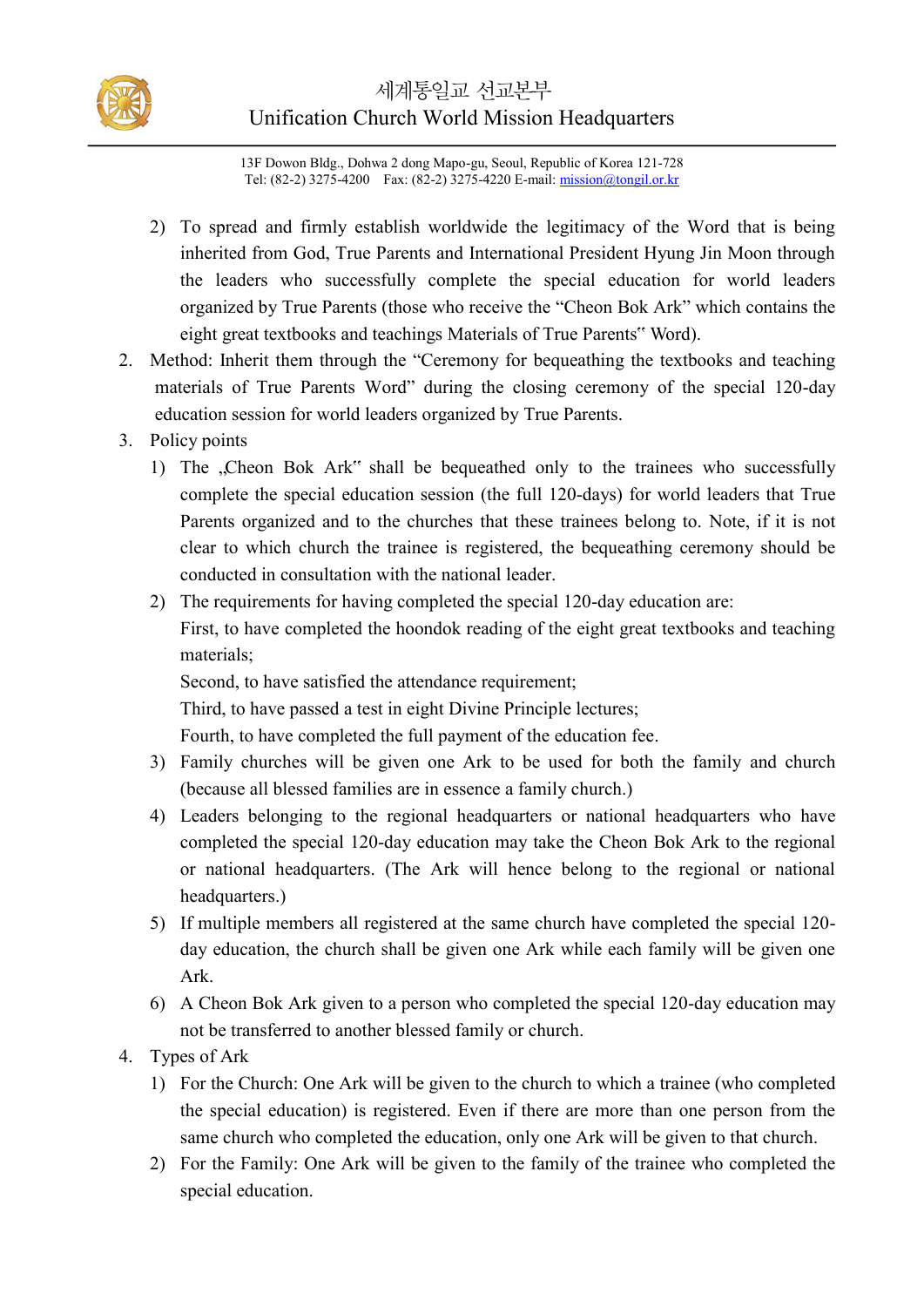2) To spread and firmly establish worldwide the legitimacy of the Word that is being inherited from God, True Parents and International President Hyung Jin Moon through the leaders who successfully complete the special education for world leaders organized by True Parents (those who receive the "Cheon Bok Ark" which contains the eight great textbooks and teachings Materials of True Parents" Word).

2. Method: Inherit them through the "Ceremony for bequeathing the textbooks and teaching materials of True Parents Word" during the closing ceremony of the special 120-day education session for world leaders organized by True Parents.

3. Policy points

   1) The „Cheon Bok Ark" shall be bequeathed only to the trainees who successfully complete the special education session (the full 120-days) for world leaders that True Parents organized and to the churches that these trainees belong to. Note, if it is not clear to which church the trainee is registered, the bequeathing ceremony should be conducted in consultation with the national leader.

   2) The requirements for having completed the special 120-day education are:
      First, to have completed the hoondok reading of the eight great textbooks and teaching materials;
      Second, to have satisfied the attendance requirement;
      Third, to have passed a test in eight Divine Principle lectures;
      Fourth, to have completed the full payment of the education fee.

   3) Family churches will be given one Ark to be used for both the family and church (because all blessed families are in essence a family church.)

   4) Leaders belonging to the regional headquarters or national headquarters who have completed the special 120-day education may take the Cheon Bok Ark to the regional or national headquarters. (The Ark will hence belong to the regional or national headquarters.)

   5) If multiple members all registered at the same church have completed the special 120-day education, the church shall be given one Ark while each family will be given one Ark.

   6) A Cheon Bok Ark given to a person who completed the special 120-day education may not be transferred to another blessed family or church.

4. Types of Ark

   1) For the Church: One Ark will be given to the church to which a trainee (who completed the special education) is registered. Even if there are more than one person from the same church who completed the education, only one Ark will be given to that church.

   2) For the Family: One Ark will be given to the family of the trainee who completed the special education.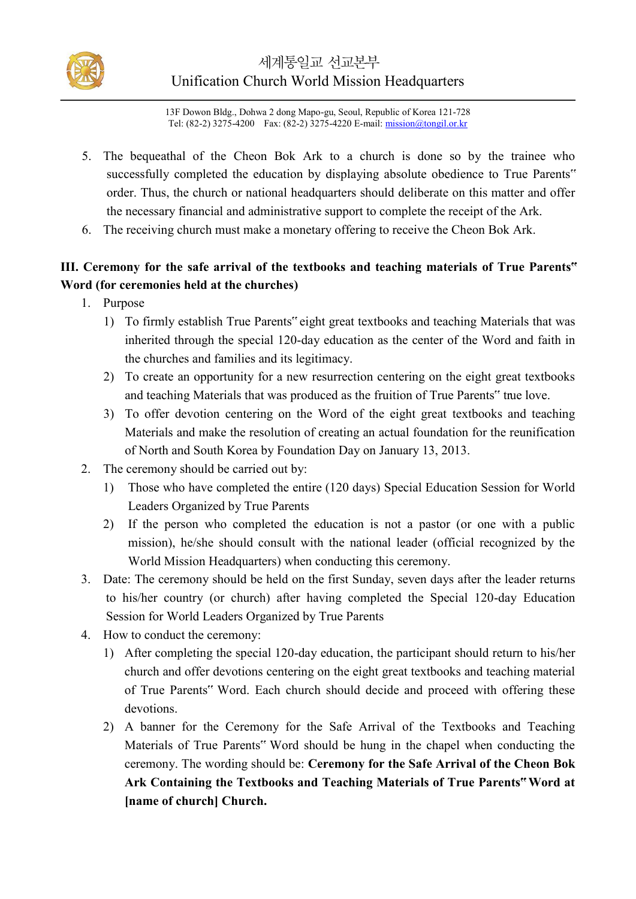5. The bequeathal of the Cheon Bok Ark to a church is done so by the trainee who successfully completed the education by displaying absolute obedience to True Parents" order. Thus, the church or national headquarters should deliberate on this matter and offer the necessary financial and administrative support to complete the receipt of the Ark.
6. The receiving church must make a monetary offering to receive the Cheon Bok Ark.

**III. Ceremony for the safe arrival of the textbooks and teaching materials of True Parents" Word (for ceremonies held at the churches)**

1. Purpose
   1) To firmly establish True Parents" eight great textbooks and teaching Materials that was inherited through the special 120-day education as the center of the Word and faith in the churches and families and its legitimacy.
   2) To create an opportunity for a new resurrection centering on the eight great textbooks and teaching Materials that was produced as the fruition of True Parents" true love.
   3) To offer devotion centering on the Word of the eight great textbooks and teaching Materials and make the resolution of creating an actual foundation for the reunification of North and South Korea by Foundation Day on January 13, 2013.
2. The ceremony should be carried out by:
   1) Those who have completed the entire (120 days) Special Education Session for World Leaders Organized by True Parents
   2) If the person who completed the education is not a pastor (or one with a public mission), he/she should consult with the national leader (official recognized by the World Mission Headquarters) when conducting this ceremony.
3. Date: The ceremony should be held on the first Sunday, seven days after the leader returns to his/her country (or church) after having completed the Special 120-day Education Session for World Leaders Organized by True Parents
4. How to conduct the ceremony:
   1) After completing the special 120-day education, the participant should return to his/her church and offer devotions centering on the eight great textbooks and teaching material of True Parents" Word. Each church should decide and proceed with offering these devotions.
   2) A banner for the Ceremony for the Safe Arrival of the Textbooks and Teaching Materials of True Parents" Word should be hung in the chapel when conducting the ceremony. The wording should be: **Ceremony for the Safe Arrival of the Cheon Bok Ark Containing the Textbooks and Teaching Materials of True Parents" Word at [name of church] Church.**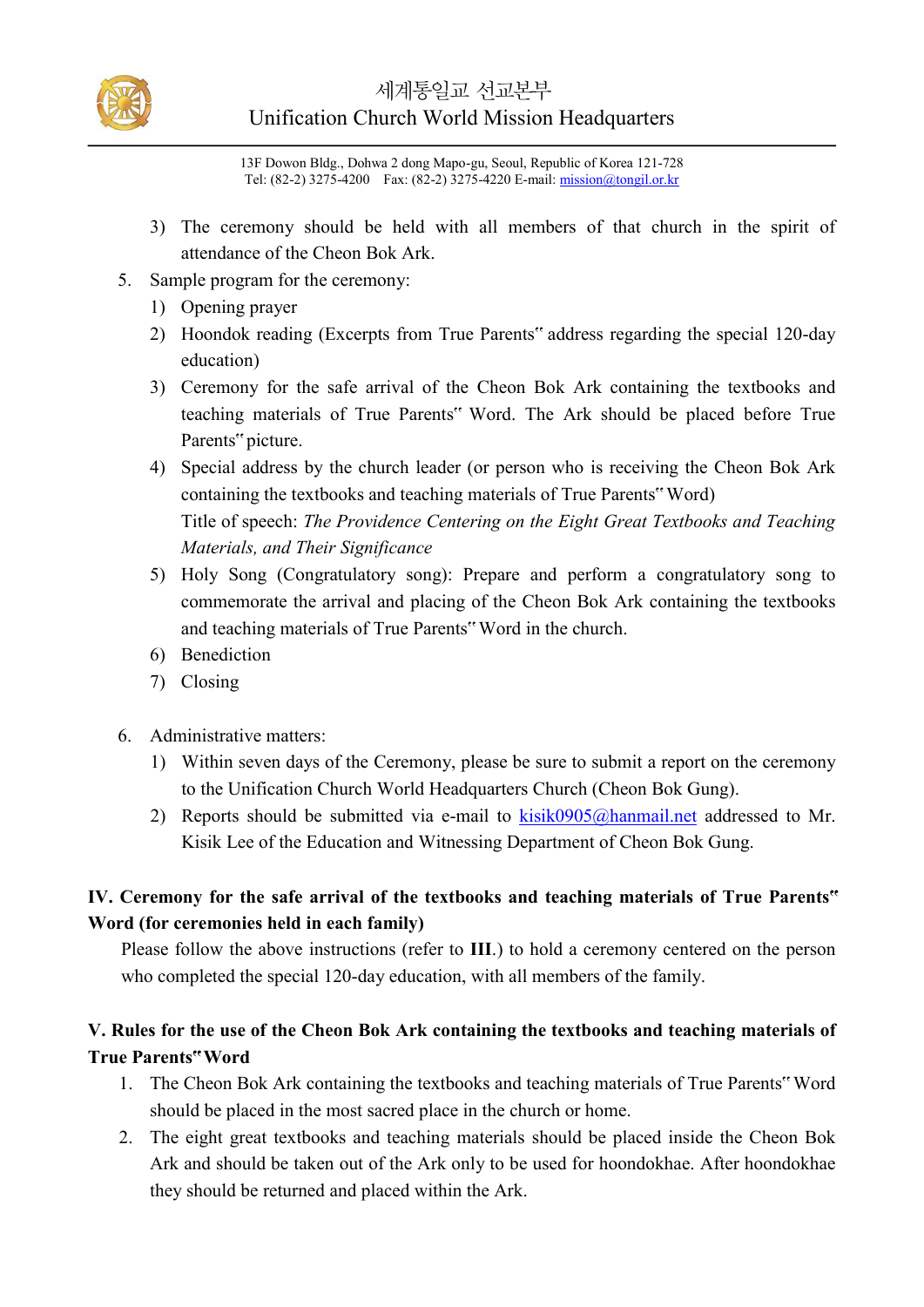3) The ceremony should be held with all members of that church in the spirit of attendance of the Cheon Bok Ark.

5. Sample program for the ceremony:
   1) Opening prayer
   2) Hoondok reading (Excerpts from True Parents" address regarding the special 120-day education)
   3) Ceremony for the safe arrival of the Cheon Bok Ark containing the textbooks and teaching materials of True Parents" Word. The Ark should be placed before True Parents" picture.
   4) Special address by the church leader (or person who is receiving the Cheon Bok Ark containing the textbooks and teaching materials of True Parents" Word)
      Title of speech: *The Providence Centering on the Eight Great Textbooks and Teaching Materials, and Their Significance*
   5) Holy Song (Congratulatory song): Prepare and perform a congratulatory song to commemorate the arrival and placing of the Cheon Bok Ark containing the textbooks and teaching materials of True Parents" Word in the church.
   6) Benediction
   7) Closing

6. Administrative matters:
   1) Within seven days of the Ceremony, please be sure to submit a report on the ceremony to the Unification Church World Headquarters Church (Cheon Bok Gung).
   2) Reports should be submitted via e-mail to kisik0905@hanmail.net addressed to Mr. Kisik Lee of the Education and Witnessing Department of Cheon Bok Gung.

## IV. Ceremony for the safe arrival of the textbooks and teaching materials of True Parents" Word (for ceremonies held in each family)

Please follow the above instructions (refer to **III.**) to hold a ceremony centered on the person who completed the special 120-day education, with all members of the family.

## V. Rules for the use of the Cheon Bok Ark containing the textbooks and teaching materials of True Parents" Word

1. The Cheon Bok Ark containing the textbooks and teaching materials of True Parents" Word should be placed in the most sacred place in the church or home.
2. The eight great textbooks and teaching materials should be placed inside the Cheon Bok Ark and should be taken out of the Ark only to be used for hoondokhae. After hoondokhae they should be returned and placed within the Ark.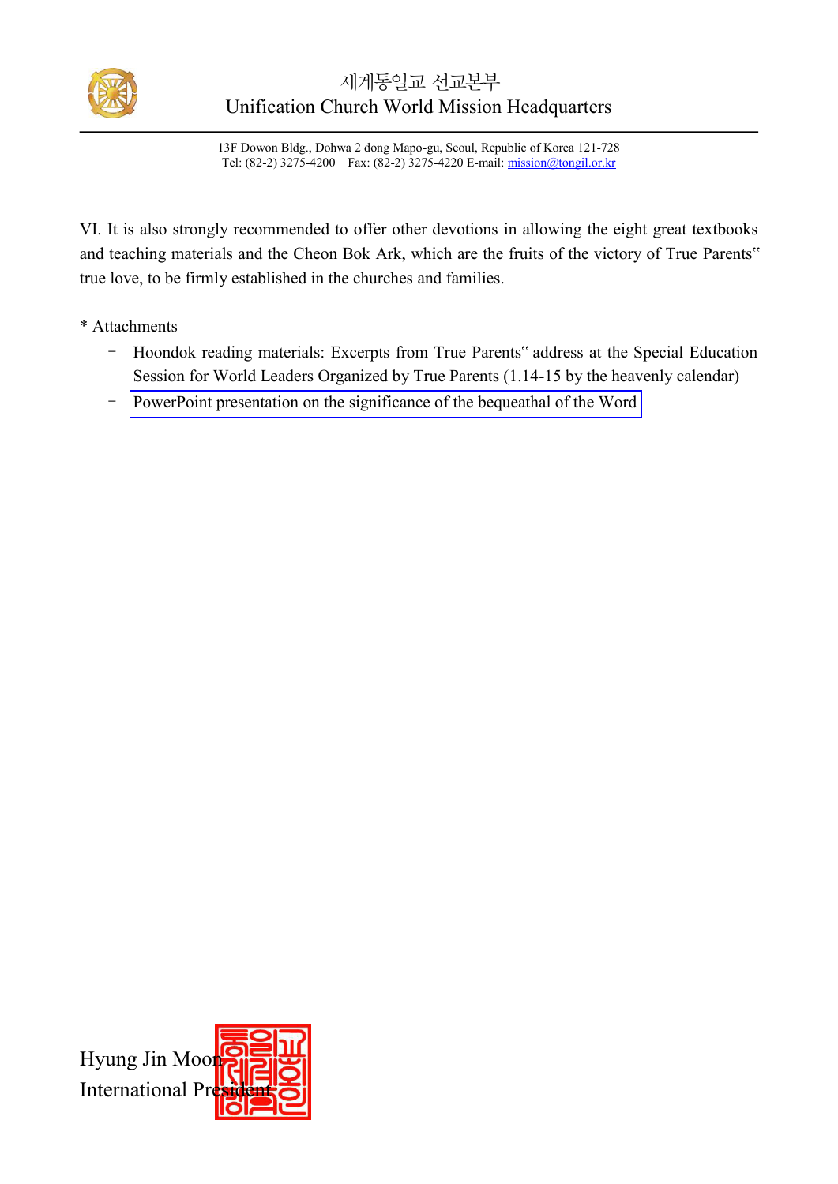VI. It is also strongly recommended to offer other devotions in allowing the eight great textbooks and teaching materials and the Cheon Bok Ark, which are the fruits of the victory of True Parents" true love, to be firmly established in the churches and families.

* Attachments
  - Hoondok reading materials: Excerpts from True Parents" address at the Special Education Session for World Leaders Organized by True Parents (1.14-15 by the heavenly calendar)
  - PowerPoint presentation on the significance of the bequeathal of the Word

Hyung Jin Moon
International President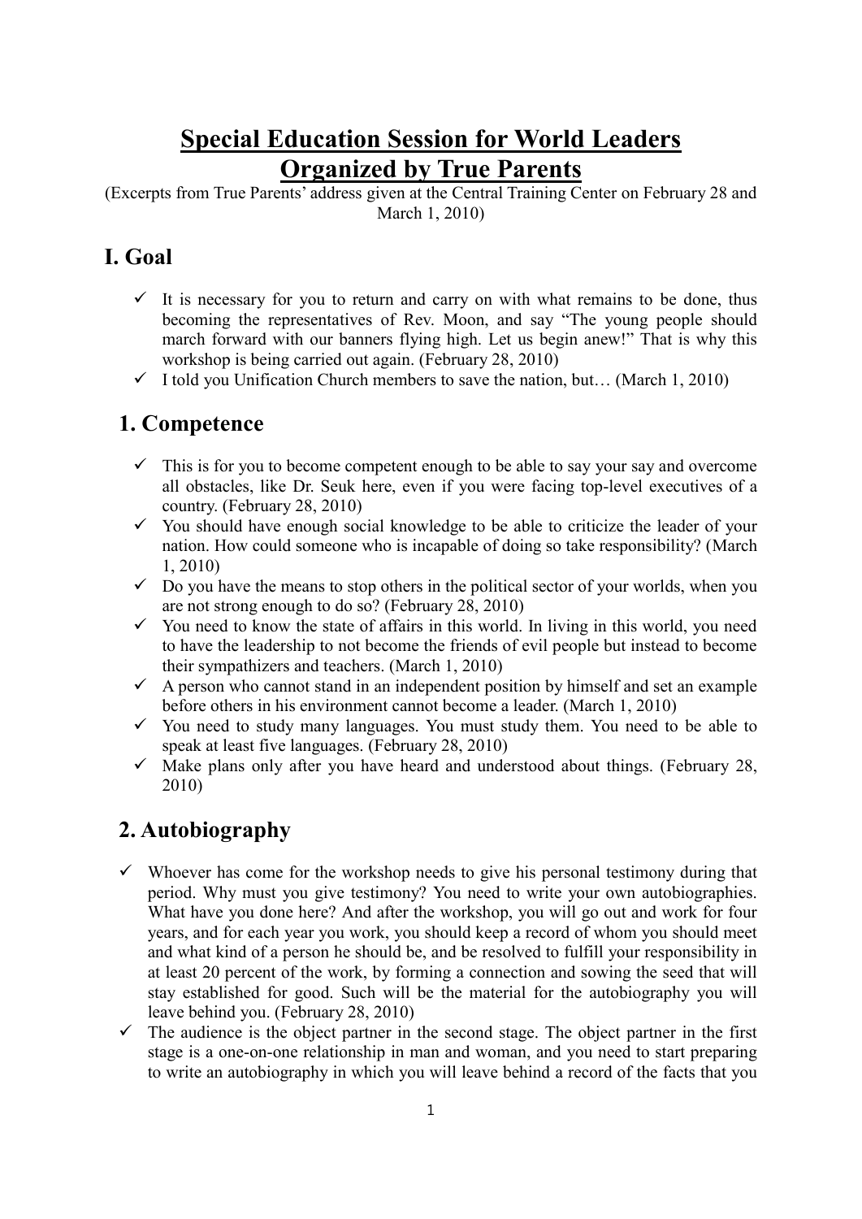# Special Education Session for World Leaders Organized by True Parents

(Excerpts from True Parents' address given at the Central Training Center on February 28 and March 1, 2010)

## I. Goal

- ✓ It is necessary for you to return and carry on with what remains to be done, thus becoming the representatives of Rev. Moon, and say "The young people should march forward with our banners flying high. Let us begin anew!" That is why this workshop is being carried out again. (February 28, 2010)
- ✓ I told you Unification Church members to save the nation, but… (March 1, 2010)

## 1. Competence

- ✓ This is for you to become competent enough to be able to say your say and overcome all obstacles, like Dr. Seuk here, even if you were facing top-level executives of a country. (February 28, 2010)
- ✓ You should have enough social knowledge to be able to criticize the leader of your nation. How could someone who is incapable of doing so take responsibility? (March 1, 2010)
- ✓ Do you have the means to stop others in the political sector of your worlds, when you are not strong enough to do so? (February 28, 2010)
- ✓ You need to know the state of affairs in this world. In living in this world, you need to have the leadership to not become the friends of evil people but instead to become their sympathizers and teachers. (March 1, 2010)
- ✓ A person who cannot stand in an independent position by himself and set an example before others in his environment cannot become a leader. (March 1, 2010)
- ✓ You need to study many languages. You must study them. You need to be able to speak at least five languages. (February 28, 2010)
- ✓ Make plans only after you have heard and understood about things. (February 28, 2010)

## 2. Autobiography

- ✓ Whoever has come for the workshop needs to give his personal testimony during that period. Why must you give testimony? You need to write your own autobiographies. What have you done here? And after the workshop, you will go out and work for four years, and for each year you work, you should keep a record of whom you should meet and what kind of a person he should be, and be resolved to fulfill your responsibility in at least 20 percent of the work, by forming a connection and sowing the seed that will stay established for good. Such will be the material for the autobiography you will leave behind you. (February 28, 2010)
- ✓ The audience is the object partner in the second stage. The object partner in the first stage is a one-on-one relationship in man and woman, and you need to start preparing to write an autobiography in which you will leave behind a record of the facts that you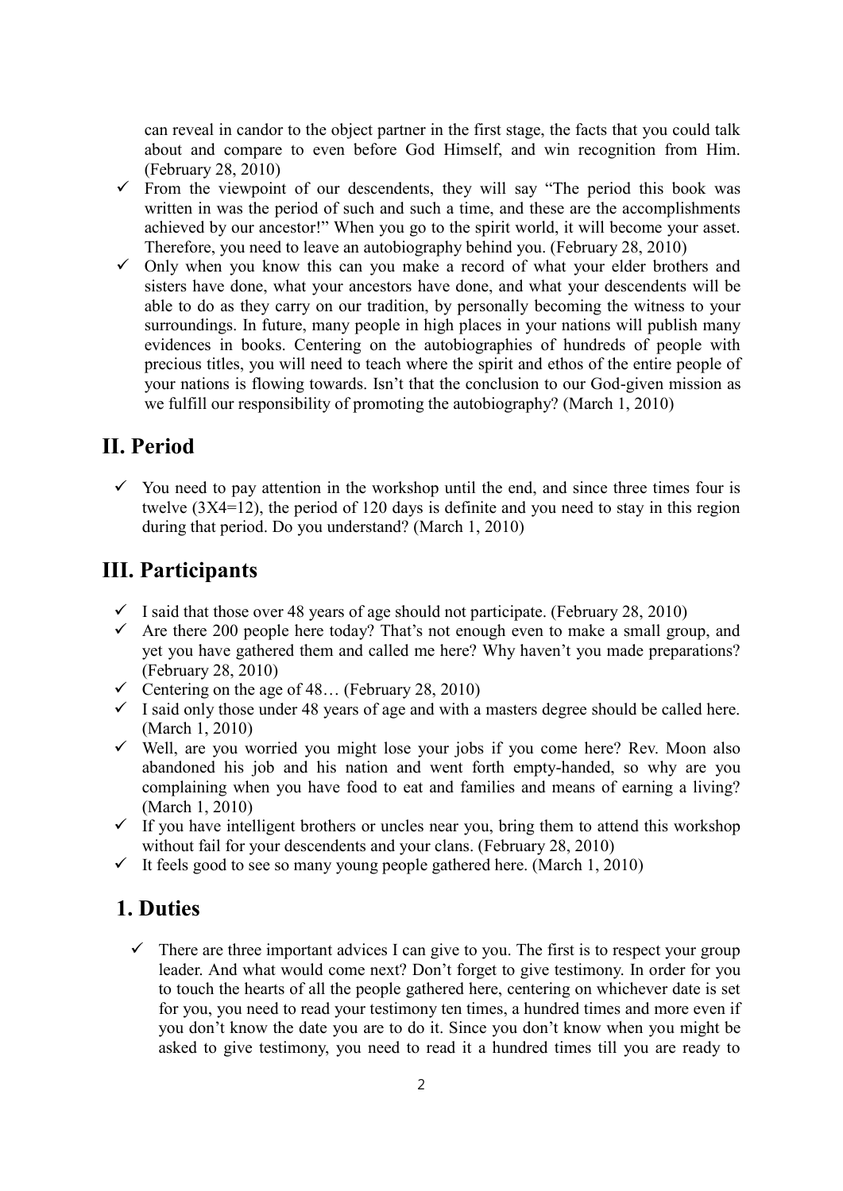can reveal in candor to the object partner in the first stage, the facts that you could talk about and compare to even before God Himself, and win recognition from Him. (February 28, 2010)

- ✓ From the viewpoint of our descendents, they will say "The period this book was written in was the period of such and such a time, and these are the accomplishments achieved by our ancestor!" When you go to the spirit world, it will become your asset. Therefore, you need to leave an autobiography behind you. (February 28, 2010)
- ✓ Only when you know this can you make a record of what your elder brothers and sisters have done, what your ancestors have done, and what your descendents will be able to do as they carry on our tradition, by personally becoming the witness to your surroundings. In future, many people in high places in your nations will publish many evidences in books. Centering on the autobiographies of hundreds of people with precious titles, you will need to teach where the spirit and ethos of the entire people of your nations is flowing towards. Isn't that the conclusion to our God-given mission as we fulfill our responsibility of promoting the autobiography? (March 1, 2010)

## II. Period

- ✓ You need to pay attention in the workshop until the end, and since three times four is twelve (3X4=12), the period of 120 days is definite and you need to stay in this region during that period. Do you understand? (March 1, 2010)

## III. Participants

- ✓ I said that those over 48 years of age should not participate. (February 28, 2010)
- ✓ Are there 200 people here today? That's not enough even to make a small group, and yet you have gathered them and called me here? Why haven't you made preparations? (February 28, 2010)
- ✓ Centering on the age of 48… (February 28, 2010)
- ✓ I said only those under 48 years of age and with a masters degree should be called here. (March 1, 2010)
- ✓ Well, are you worried you might lose your jobs if you come here? Rev. Moon also abandoned his job and his nation and went forth empty-handed, so why are you complaining when you have food to eat and families and means of earning a living? (March 1, 2010)
- ✓ If you have intelligent brothers or uncles near you, bring them to attend this workshop without fail for your descendents and your clans. (February 28, 2010)
- ✓ It feels good to see so many young people gathered here. (March 1, 2010)

### 1. Duties

- ✓ There are three important advices I can give to you. The first is to respect your group leader. And what would come next? Don't forget to give testimony. In order for you to touch the hearts of all the people gathered here, centering on whichever date is set for you, you need to read your testimony ten times, a hundred times and more even if you don't know the date you are to do it. Since you don't know when you might be asked to give testimony, you need to read it a hundred times till you are ready to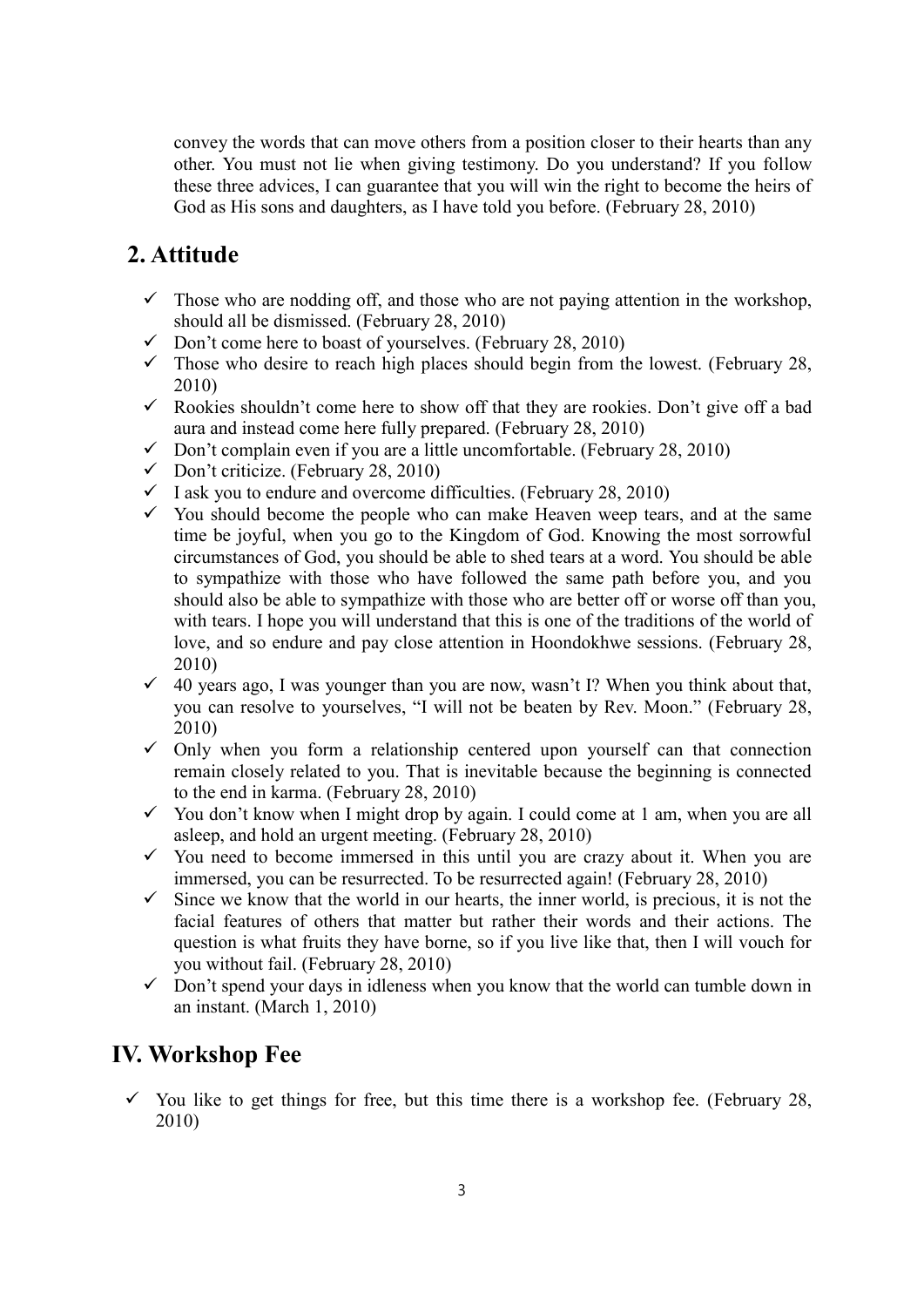convey the words that can move others from a position closer to their hearts than any other. You must not lie when giving testimony. Do you understand? If you follow these three advices, I can guarantee that you will win the right to become the heirs of God as His sons and daughters, as I have told you before. (February 28, 2010)

## 2. Attitude

- ✓ Those who are nodding off, and those who are not paying attention in the workshop, should all be dismissed. (February 28, 2010)
- ✓ Don't come here to boast of yourselves. (February 28, 2010)
- ✓ Those who desire to reach high places should begin from the lowest. (February 28, 2010)
- ✓ Rookies shouldn't come here to show off that they are rookies. Don't give off a bad aura and instead come here fully prepared. (February 28, 2010)
- ✓ Don't complain even if you are a little uncomfortable. (February 28, 2010)
- ✓ Don't criticize. (February 28, 2010)
- ✓ I ask you to endure and overcome difficulties. (February 28, 2010)
- ✓ You should become the people who can make Heaven weep tears, and at the same time be joyful, when you go to the Kingdom of God. Knowing the most sorrowful circumstances of God, you should be able to shed tears at a word. You should be able to sympathize with those who have followed the same path before you, and you should also be able to sympathize with those who are better off or worse off than you, with tears. I hope you will understand that this is one of the traditions of the world of love, and so endure and pay close attention in Hoondokhwe sessions. (February 28, 2010)
- ✓ 40 years ago, I was younger than you are now, wasn't I? When you think about that, you can resolve to yourselves, "I will not be beaten by Rev. Moon." (February 28, 2010)
- ✓ Only when you form a relationship centered upon yourself can that connection remain closely related to you. That is inevitable because the beginning is connected to the end in karma. (February 28, 2010)
- ✓ You don't know when I might drop by again. I could come at 1 am, when you are all asleep, and hold an urgent meeting. (February 28, 2010)
- ✓ You need to become immersed in this until you are crazy about it. When you are immersed, you can be resurrected. To be resurrected again! (February 28, 2010)
- ✓ Since we know that the world in our hearts, the inner world, is precious, it is not the facial features of others that matter but rather their words and their actions. The question is what fruits they have borne, so if you live like that, then I will vouch for you without fail. (February 28, 2010)
- ✓ Don't spend your days in idleness when you know that the world can tumble down in an instant. (March 1, 2010)

# IV. Workshop Fee

- ✓ You like to get things for free, but this time there is a workshop fee. (February 28, 2010)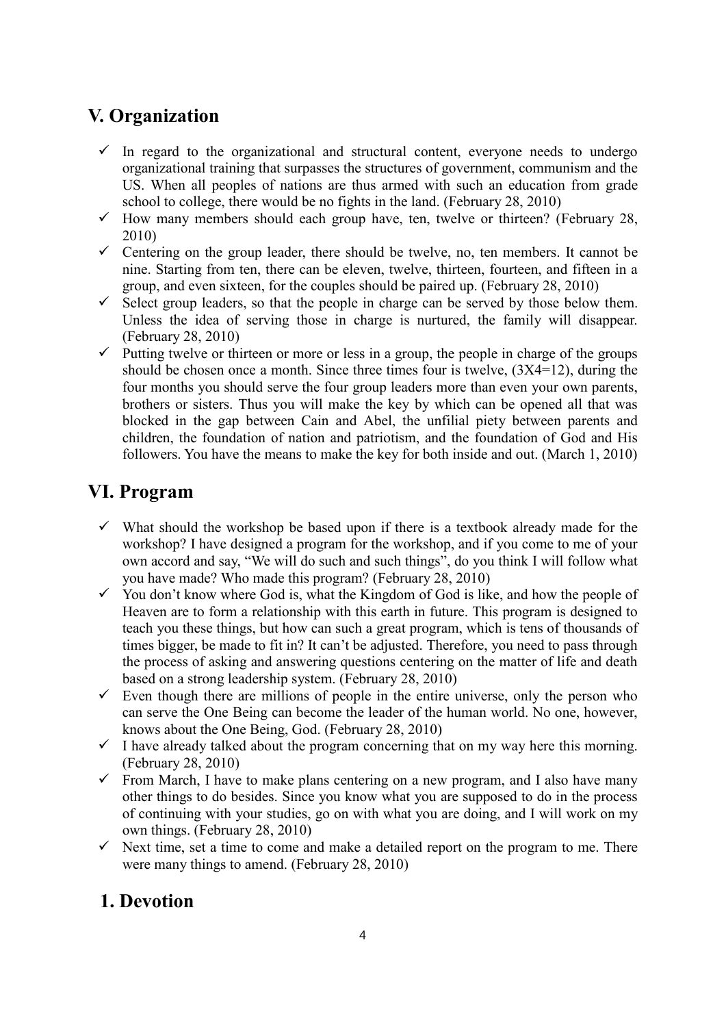## V. Organization

- ✓ In regard to the organizational and structural content, everyone needs to undergo organizational training that surpasses the structures of government, communism and the US. When all peoples of nations are thus armed with such an education from grade school to college, there would be no fights in the land. (February 28, 2010)
- ✓ How many members should each group have, ten, twelve or thirteen? (February 28, 2010)
- ✓ Centering on the group leader, there should be twelve, no, ten members. It cannot be nine. Starting from ten, there can be eleven, twelve, thirteen, fourteen, and fifteen in a group, and even sixteen, for the couples should be paired up. (February 28, 2010)
- ✓ Select group leaders, so that the people in charge can be served by those below them. Unless the idea of serving those in charge is nurtured, the family will disappear. (February 28, 2010)
- ✓ Putting twelve or thirteen or more or less in a group, the people in charge of the groups should be chosen once a month. Since three times four is twelve, (3X4=12), during the four months you should serve the four group leaders more than even your own parents, brothers or sisters. Thus you will make the key by which can be opened all that was blocked in the gap between Cain and Abel, the unfilial piety between parents and children, the foundation of nation and patriotism, and the foundation of God and His followers. You have the means to make the key for both inside and out. (March 1, 2010)

## VI. Program

- ✓ What should the workshop be based upon if there is a textbook already made for the workshop? I have designed a program for the workshop, and if you come to me of your own accord and say, "We will do such and such things", do you think I will follow what you have made? Who made this program? (February 28, 2010)
- ✓ You don't know where God is, what the Kingdom of God is like, and how the people of Heaven are to form a relationship with this earth in future. This program is designed to teach you these things, but how can such a great program, which is tens of thousands of times bigger, be made to fit in? It can't be adjusted. Therefore, you need to pass through the process of asking and answering questions centering on the matter of life and death based on a strong leadership system. (February 28, 2010)
- ✓ Even though there are millions of people in the entire universe, only the person who can serve the One Being can become the leader of the human world. No one, however, knows about the One Being, God. (February 28, 2010)
- ✓ I have already talked about the program concerning that on my way here this morning. (February 28, 2010)
- ✓ From March, I have to make plans centering on a new program, and I also have many other things to do besides. Since you know what you are supposed to do in the process of continuing with your studies, go on with what you are doing, and I will work on my own things. (February 28, 2010)
- ✓ Next time, set a time to come and make a detailed report on the program to me. There were many things to amend. (February 28, 2010)

### 1. Devotion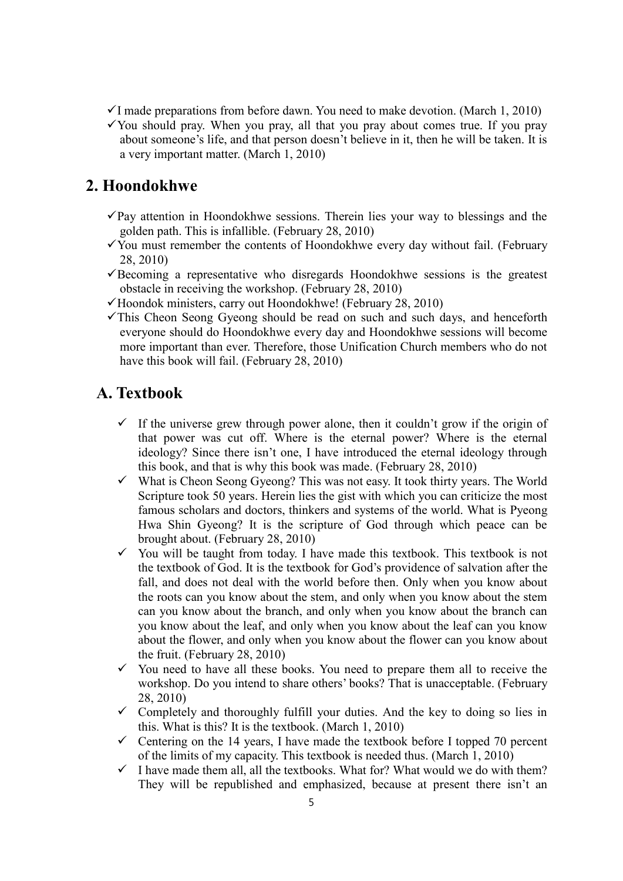- ✓I made preparations from before dawn. You need to make devotion. (March 1, 2010)
- ✓You should pray. When you pray, all that you pray about comes true. If you pray about someone's life, and that person doesn't believe in it, then he will be taken. It is a very important matter. (March 1, 2010)

## 2. Hoondokhwe

- ✓Pay attention in Hoondokhwe sessions. Therein lies your way to blessings and the golden path. This is infallible. (February 28, 2010)
- ✓You must remember the contents of Hoondokhwe every day without fail. (February 28, 2010)
- ✓Becoming a representative who disregards Hoondokhwe sessions is the greatest obstacle in receiving the workshop. (February 28, 2010)
- ✓Hoondok ministers, carry out Hoondokhwe! (February 28, 2010)
- ✓This Cheon Seong Gyeong should be read on such and such days, and henceforth everyone should do Hoondokhwe every day and Hoondokhwe sessions will become more important than ever. Therefore, those Unification Church members who do not have this book will fail. (February 28, 2010)

### A. Textbook

- ✓ If the universe grew through power alone, then it couldn't grow if the origin of that power was cut off. Where is the eternal power? Where is the eternal ideology? Since there isn't one, I have introduced the eternal ideology through this book, and that is why this book was made. (February 28, 2010)
- ✓ What is Cheon Seong Gyeong? This was not easy. It took thirty years. The World Scripture took 50 years. Herein lies the gist with which you can criticize the most famous scholars and doctors, thinkers and systems of the world. What is Pyeong Hwa Shin Gyeong? It is the scripture of God through which peace can be brought about. (February 28, 2010)
- ✓ You will be taught from today. I have made this textbook. This textbook is not the textbook of God. It is the textbook for God's providence of salvation after the fall, and does not deal with the world before then. Only when you know about the roots can you know about the stem, and only when you know about the stem can you know about the branch, and only when you know about the branch can you know about the leaf, and only when you know about the leaf can you know about the flower, and only when you know about the flower can you know about the fruit. (February 28, 2010)
- ✓ You need to have all these books. You need to prepare them all to receive the workshop. Do you intend to share others' books? That is unacceptable. (February 28, 2010)
- ✓ Completely and thoroughly fulfill your duties. And the key to doing so lies in this. What is this? It is the textbook. (March 1, 2010)
- ✓ Centering on the 14 years, I have made the textbook before I topped 70 percent of the limits of my capacity. This textbook is needed thus. (March 1, 2010)
- ✓ I have made them all, all the textbooks. What for? What would we do with them? They will be republished and emphasized, because at present there isn't an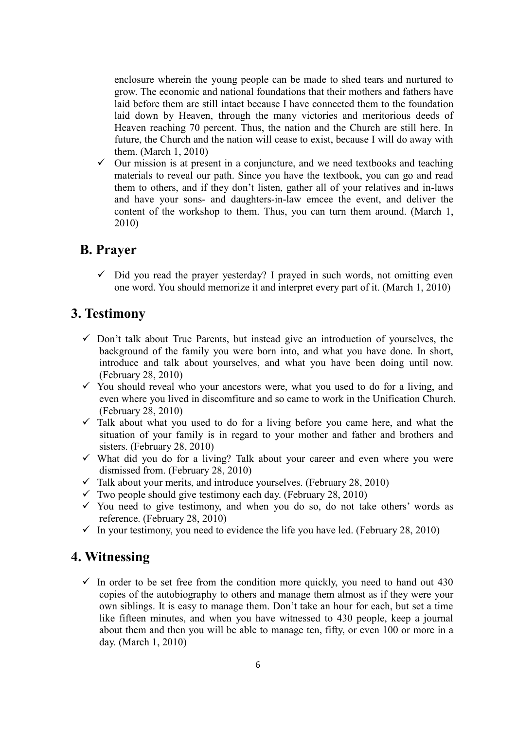enclosure wherein the young people can be made to shed tears and nurtured to grow. The economic and national foundations that their mothers and fathers have laid before them are still intact because I have connected them to the foundation laid down by Heaven, through the many victories and meritorious deeds of Heaven reaching 70 percent. Thus, the nation and the Church are still here. In future, the Church and the nation will cease to exist, because I will do away with them. (March 1, 2010)

- ✓ Our mission is at present in a conjuncture, and we need textbooks and teaching materials to reveal our path. Since you have the textbook, you can go and read them to others, and if they don't listen, gather all of your relatives and in-laws and have your sons- and daughters-in-law emcee the event, and deliver the content of the workshop to them. Thus, you can turn them around. (March 1, 2010)

### B. Prayer

- ✓ Did you read the prayer yesterday? I prayed in such words, not omitting even one word. You should memorize it and interpret every part of it. (March 1, 2010)

## 3. Testimony

- ✓ Don't talk about True Parents, but instead give an introduction of yourselves, the background of the family you were born into, and what you have done. In short, introduce and talk about yourselves, and what you have been doing until now. (February 28, 2010)
- ✓ You should reveal who your ancestors were, what you used to do for a living, and even where you lived in discomfiture and so came to work in the Unification Church. (February 28, 2010)
- ✓ Talk about what you used to do for a living before you came here, and what the situation of your family is in regard to your mother and father and brothers and sisters. (February 28, 2010)
- ✓ What did you do for a living? Talk about your career and even where you were dismissed from. (February 28, 2010)
- ✓ Talk about your merits, and introduce yourselves. (February 28, 2010)
- ✓ Two people should give testimony each day. (February 28, 2010)
- ✓ You need to give testimony, and when you do so, do not take others' words as reference. (February 28, 2010)
- ✓ In your testimony, you need to evidence the life you have led. (February 28, 2010)

## 4. Witnessing

- ✓ In order to be set free from the condition more quickly, you need to hand out 430 copies of the autobiography to others and manage them almost as if they were your own siblings. It is easy to manage them. Don't take an hour for each, but set a time like fifteen minutes, and when you have witnessed to 430 people, keep a journal about them and then you will be able to manage ten, fifty, or even 100 or more in a day. (March 1, 2010)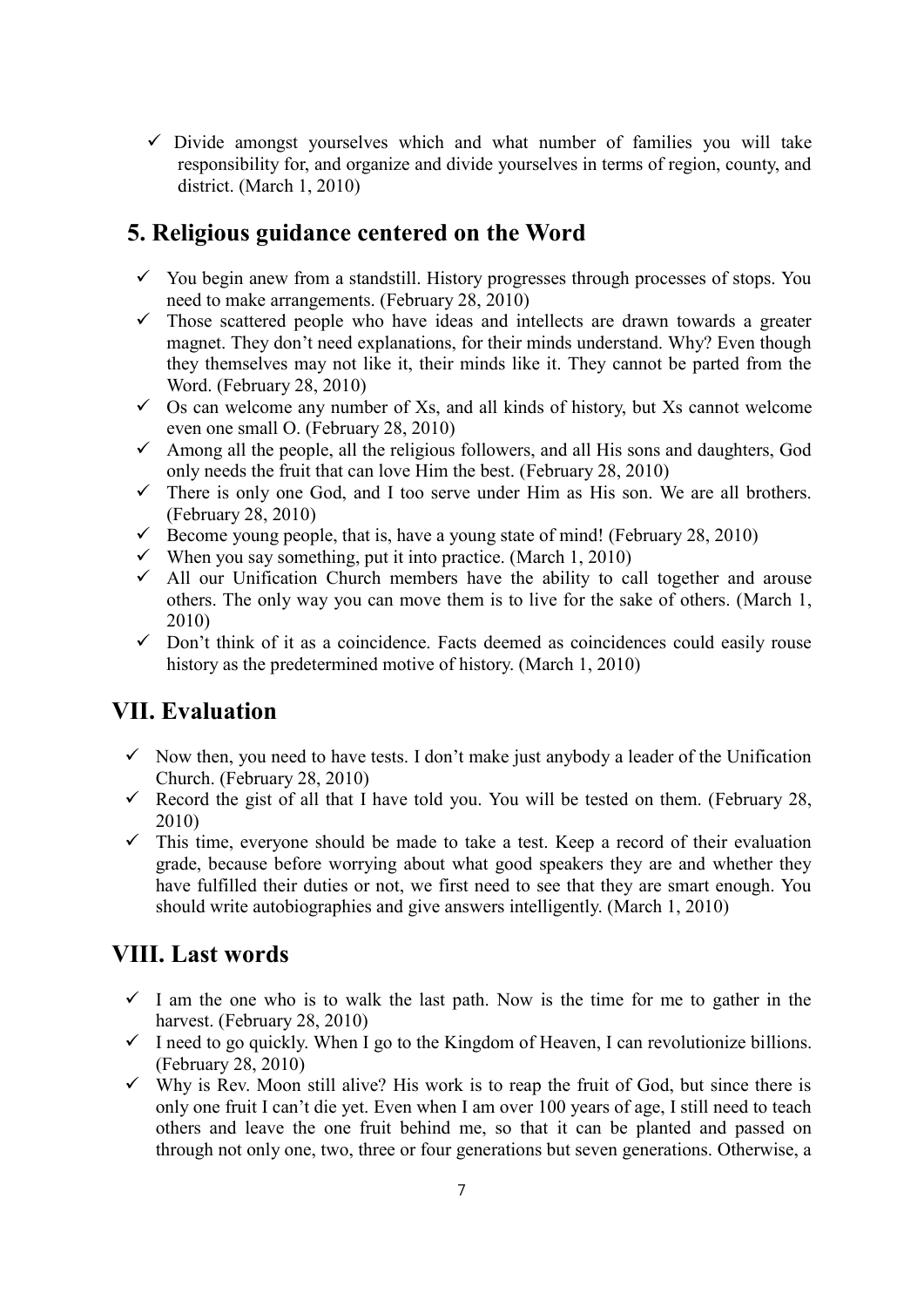- ✓ Divide amongst yourselves which and what number of families you will take responsibility for, and organize and divide yourselves in terms of region, county, and district. (March 1, 2010)

## 5. Religious guidance centered on the Word

- ✓ You begin anew from a standstill. History progresses through processes of stops. You need to make arrangements. (February 28, 2010)
- ✓ Those scattered people who have ideas and intellects are drawn towards a greater magnet. They don't need explanations, for their minds understand. Why? Even though they themselves may not like it, their minds like it. They cannot be parted from the Word. (February 28, 2010)
- ✓ Os can welcome any number of Xs, and all kinds of history, but Xs cannot welcome even one small O. (February 28, 2010)
- ✓ Among all the people, all the religious followers, and all His sons and daughters, God only needs the fruit that can love Him the best. (February 28, 2010)
- ✓ There is only one God, and I too serve under Him as His son. We are all brothers. (February 28, 2010)
- ✓ Become young people, that is, have a young state of mind! (February 28, 2010)
- ✓ When you say something, put it into practice. (March 1, 2010)
- ✓ All our Unification Church members have the ability to call together and arouse others. The only way you can move them is to live for the sake of others. (March 1, 2010)
- ✓ Don't think of it as a coincidence. Facts deemed as coincidences could easily rouse history as the predetermined motive of history. (March 1, 2010)

# VII. Evaluation

- ✓ Now then, you need to have tests. I don't make just anybody a leader of the Unification Church. (February 28, 2010)
- ✓ Record the gist of all that I have told you. You will be tested on them. (February 28, 2010)
- ✓ This time, everyone should be made to take a test. Keep a record of their evaluation grade, because before worrying about what good speakers they are and whether they have fulfilled their duties or not, we first need to see that they are smart enough. You should write autobiographies and give answers intelligently. (March 1, 2010)

# VIII. Last words

- ✓ I am the one who is to walk the last path. Now is the time for me to gather in the harvest. (February 28, 2010)
- ✓ I need to go quickly. When I go to the Kingdom of Heaven, I can revolutionize billions. (February 28, 2010)
- ✓ Why is Rev. Moon still alive? His work is to reap the fruit of God, but since there is only one fruit I can't die yet. Even when I am over 100 years of age, I still need to teach others and leave the one fruit behind me, so that it can be planted and passed on through not only one, two, three or four generations but seven generations. Otherwise, a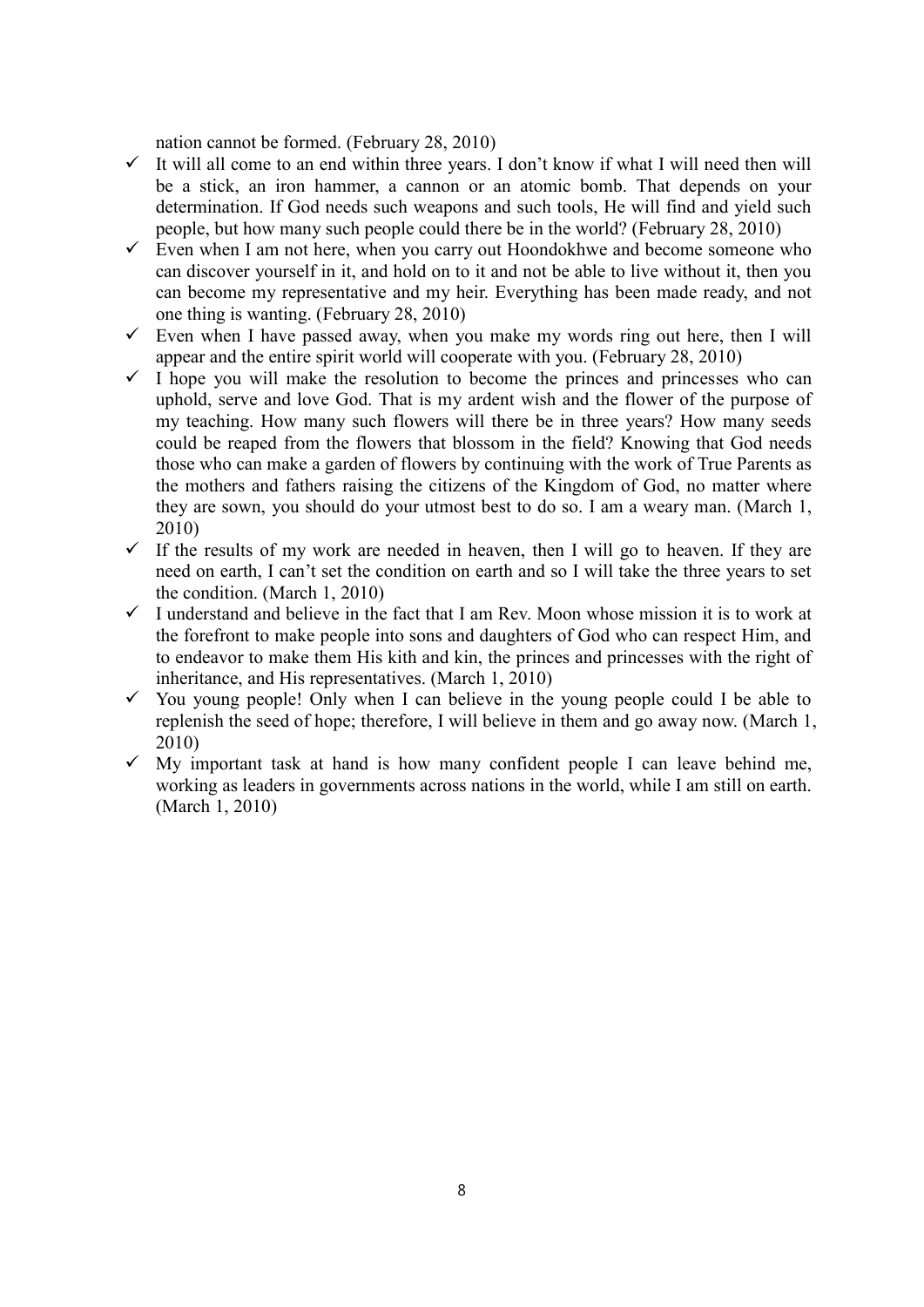nation cannot be formed. (February 28, 2010)

- ✓ It will all come to an end within three years. I don't know if what I will need then will be a stick, an iron hammer, a cannon or an atomic bomb. That depends on your determination. If God needs such weapons and such tools, He will find and yield such people, but how many such people could there be in the world? (February 28, 2010)
- ✓ Even when I am not here, when you carry out Hoondokhwe and become someone who can discover yourself in it, and hold on to it and not be able to live without it, then you can become my representative and my heir. Everything has been made ready, and not one thing is wanting. (February 28, 2010)
- ✓ Even when I have passed away, when you make my words ring out here, then I will appear and the entire spirit world will cooperate with you. (February 28, 2010)
- ✓ I hope you will make the resolution to become the princes and princesses who can uphold, serve and love God. That is my ardent wish and the flower of the purpose of my teaching. How many such flowers will there be in three years? How many seeds could be reaped from the flowers that blossom in the field? Knowing that God needs those who can make a garden of flowers by continuing with the work of True Parents as the mothers and fathers raising the citizens of the Kingdom of God, no matter where they are sown, you should do your utmost best to do so. I am a weary man. (March 1, 2010)
- ✓ If the results of my work are needed in heaven, then I will go to heaven. If they are need on earth, I can't set the condition on earth and so I will take the three years to set the condition. (March 1, 2010)
- ✓ I understand and believe in the fact that I am Rev. Moon whose mission it is to work at the forefront to make people into sons and daughters of God who can respect Him, and to endeavor to make them His kith and kin, the princes and princesses with the right of inheritance, and His representatives. (March 1, 2010)
- ✓ You young people! Only when I can believe in the young people could I be able to replenish the seed of hope; therefore, I will believe in them and go away now. (March 1, 2010)
- ✓ My important task at hand is how many confident people I can leave behind me, working as leaders in governments across nations in the world, while I am still on earth. (March 1, 2010)